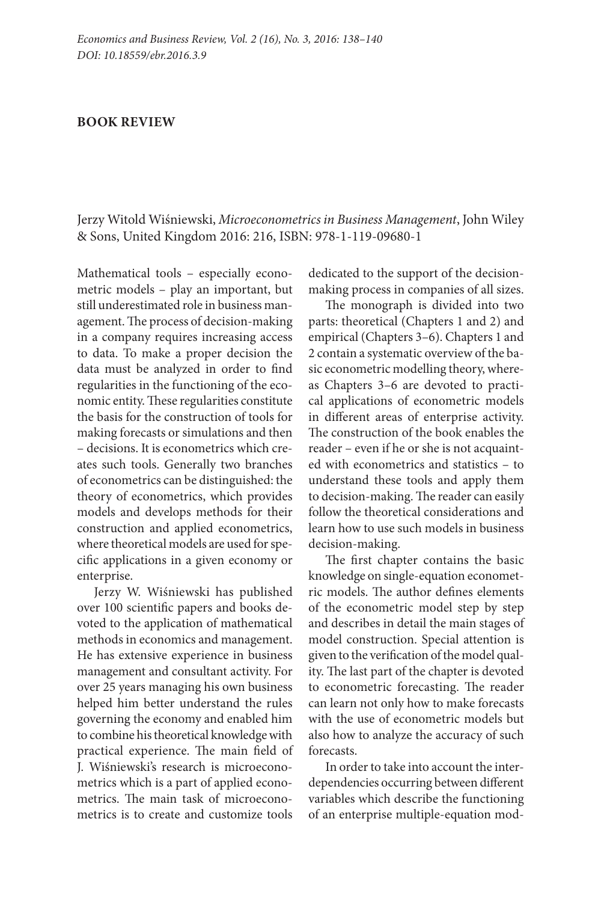## BOOK REVIEW

Jerzy Witold Wiśniewski, *Microeconometrics in Business Management*, John Wiley & Sons, United Kingdom 2016: 216, ISBN: 978-1-119-09680-1

Mathematical tools – especially econometric models – play an important, but still underestimated role in business management. The process of decision-making in a company requires increasing access to data. To make a proper decision the data must be analyzed in order to find regularities in the functioning of the economic entity. These regularities constitute the basis for the construction of tools for making forecasts or simulations and then – decisions. It is econometrics which creates such tools. Generally two branches of econometrics can be distinguished: the theory of econometrics, which provides models and develops methods for their construction and applied econometrics, where theoretical models are used for specific applications in a given economy or enterprise.

Jerzy W. Wiśniewski has published over 100 scientific papers and books devoted to the application of mathematical methods in economics and management. He has extensive experience in business management and consultant activity. For over 25 years managing his own business helped him better understand the rules governing the economy and enabled him to combine his theoretical knowledge with practical experience. The main field of J. Wiśniewski's research is microeconometrics which is a part of applied econometrics. The main task of microeconometrics is to create and customize tools dedicated to the support of the decision-making process in companies of all sizes.

The monograph is divided into two parts: theoretical (Chapters 1 and 2) and empirical (Chapters 3–6). Chapters 1 and 2 contain a systematic overview of the basic econometric modelling theory, whereas Chapters 3–6 are devoted to practical applications of econometric models in different areas of enterprise activity. The construction of the book enables the reader – even if he or she is not acquainted with econometrics and statistics – to understand these tools and apply them to decision-making. The reader can easily follow the theoretical considerations and learn how to use such models in business decision-making.

The first chapter contains the basic knowledge on single-equation econometric models. The author defines elements of the econometric model step by step and describes in detail the main stages of model construction. Special attention is given to the verification of the model quality. The last part of the chapter is devoted to econometric forecasting. The reader can learn not only how to make forecasts with the use of econometric models but also how to analyze the accuracy of such forecasts.

In order to take into account the interdependencies occurring between different variables which describe the functioning of an enterprise multiple-equation mod-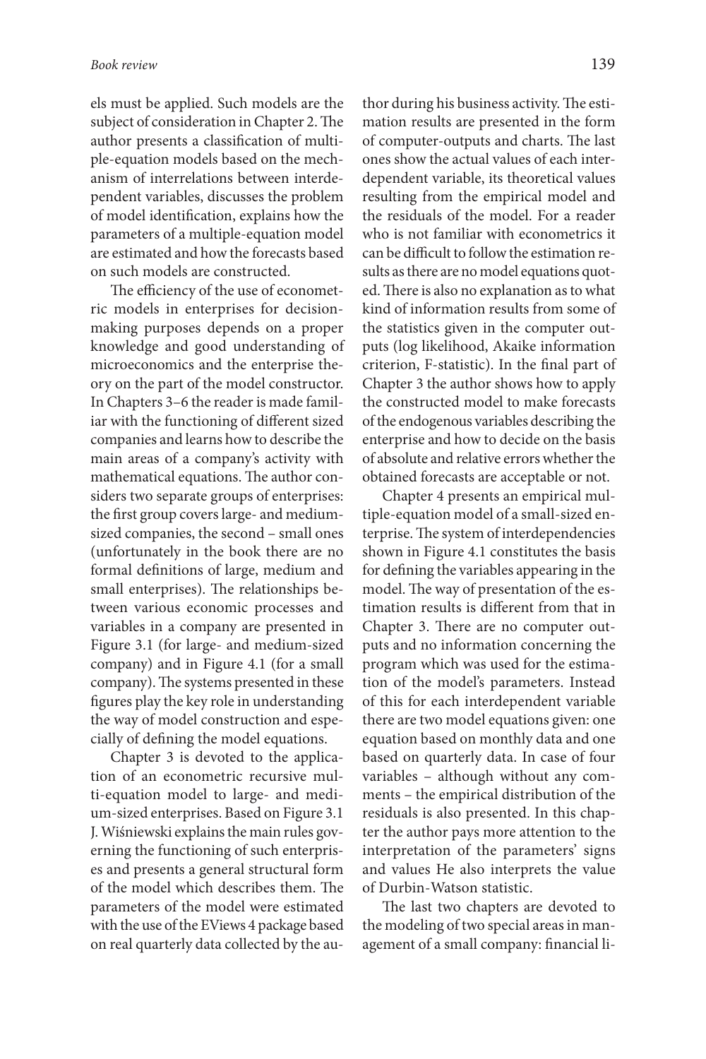els must be applied. Such models are the subject of consideration in Chapter 2. The author presents a classification of multiple-equation models based on the mechanism of interrelations between interdependent variables, discusses the problem of model identification, explains how the parameters of a multiple-equation model are estimated and how the forecasts based on such models are constructed.

The efficiency of the use of econometric models in enterprises for decision-making purposes depends on a proper knowledge and good understanding of microeconomics and the enterprise theory on the part of the model constructor. In Chapters 3–6 the reader is made familiar with the functioning of different sized companies and learns how to describe the main areas of a company's activity with mathematical equations. The author considers two separate groups of enterprises: the first group covers large- and medium-sized companies, the second – small ones (unfortunately in the book there are no formal definitions of large, medium and small enterprises). The relationships between various economic processes and variables in a company are presented in Figure 3.1 (for large- and medium-sized company) and in Figure 4.1 (for a small company). The systems presented in these figures play the key role in understanding the way of model construction and especially of defining the model equations.

Chapter 3 is devoted to the application of an econometric recursive multi-equation model to large- and medium-sized enterprises. Based on Figure 3.1 J. Wiśniewski explains the main rules governing the functioning of such enterprises and presents a general structural form of the model which describes them. The parameters of the model were estimated with the use of the EViews 4 package based on real quarterly data collected by the author during his business activity. The estimation results are presented in the form of computer-outputs and charts. The last ones show the actual values of each interdependent variable, its theoretical values resulting from the empirical model and the residuals of the model. For a reader who is not familiar with econometrics it can be difficult to follow the estimation results as there are no model equations quoted. There is also no explanation as to what kind of information results from some of the statistics given in the computer outputs (log likelihood, Akaike information criterion, F-statistic). In the final part of Chapter 3 the author shows how to apply the constructed model to make forecasts of the endogenous variables describing the enterprise and how to decide on the basis of absolute and relative errors whether the obtained forecasts are acceptable or not.

Chapter 4 presents an empirical multiple-equation model of a small-sized enterprise. The system of interdependencies shown in Figure 4.1 constitutes the basis for defining the variables appearing in the model. The way of presentation of the estimation results is different from that in Chapter 3. There are no computer outputs and no information concerning the program which was used for the estimation of the model's parameters. Instead of this for each interdependent variable there are two model equations given: one equation based on monthly data and one based on quarterly data. In case of four variables – although without any comments – the empirical distribution of the residuals is also presented. In this chapter the author pays more attention to the interpretation of the parameters' signs and values He also interprets the value of Durbin-Watson statistic.

The last two chapters are devoted to the modeling of two special areas in management of a small company: financial li-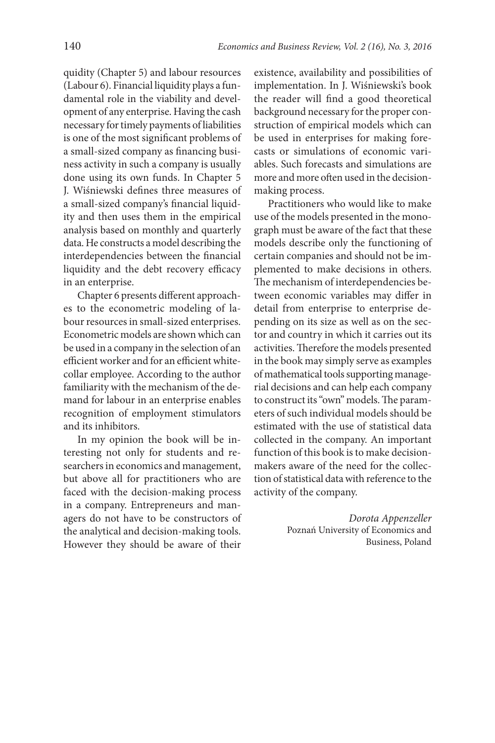quidity (Chapter 5) and labour resources (Labour 6). Financial liquidity plays a fundamental role in the viability and development of any enterprise. Having the cash necessary for timely payments of liabilities is one of the most significant problems of a small-sized company as financing business activity in such a company is usually done using its own funds. In Chapter 5 J. Wiśniewski defines three measures of a small-sized company's financial liquidity and then uses them in the empirical analysis based on monthly and quarterly data. He constructs a model describing the interdependencies between the financial liquidity and the debt recovery efficacy in an enterprise.

Chapter 6 presents different approaches to the econometric modeling of labour resources in small-sized enterprises. Econometric models are shown which can be used in a company in the selection of an efficient worker and for an efficient white-collar employee. According to the author familiarity with the mechanism of the demand for labour in an enterprise enables recognition of employment stimulators and its inhibitors.

In my opinion the book will be interesting not only for students and researchers in economics and management, but above all for practitioners who are faced with the decision-making process in a company. Entrepreneurs and managers do not have to be constructors of the analytical and decision-making tools. However they should be aware of their existence, availability and possibilities of implementation. In J. Wiśniewski's book the reader will find a good theoretical background necessary for the proper construction of empirical models which can be used in enterprises for making forecasts or simulations of economic variables. Such forecasts and simulations are more and more often used in the decision-making process.

Practitioners who would like to make use of the models presented in the monograph must be aware of the fact that these models describe only the functioning of certain companies and should not be implemented to make decisions in others. The mechanism of interdependencies between economic variables may differ in detail from enterprise to enterprise depending on its size as well as on the sector and country in which it carries out its activities. Therefore the models presented in the book may simply serve as examples of mathematical tools supporting managerial decisions and can help each company to construct its "own" models. The parameters of such individual models should be estimated with the use of statistical data collected in the company. An important function of this book is to make decision-makers aware of the need for the collection of statistical data with reference to the activity of the company.

*Dorota Appenzeller*
Poznań University of Economics and Business, Poland